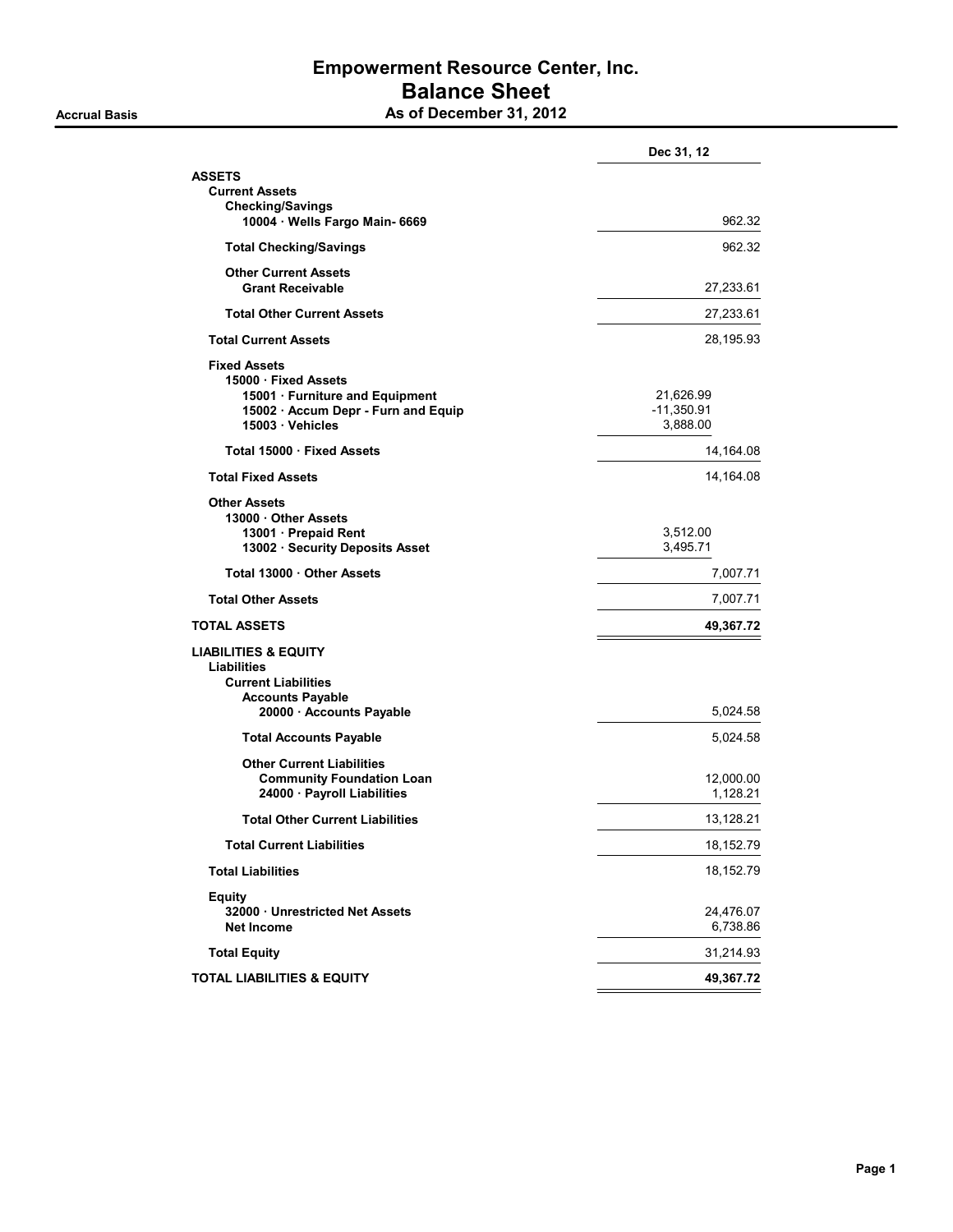# Empowerment Resource Center, Inc.
## Balance Sheet
### As of December 31, 2012

Accrual Basis

| | | Dec 31, 12 |
|---|---|---|
| **ASSETS** | | |
| **Current Assets** | | |
| **Checking/Savings** | | |
| **10004 · Wells Fargo Main- 6669** | | 962.32 |
| **Total Checking/Savings** | | 962.32 |
| **Other Current Assets** | | |
| **Grant Receivable** | | 27,233.61 |
| **Total Other Current Assets** | | 27,233.61 |
| **Total Current Assets** | | 28,195.93 |
| **Fixed Assets** | | |
| **15000 · Fixed Assets** | | |
| **15001 · Furniture and Equipment** | 21,626.99 | |
| **15002 · Accum Depr - Furn and Equip** | -11,350.91 | |
| **15003 · Vehicles** | 3,888.00 | |
| **Total 15000 · Fixed Assets** | | 14,164.08 |
| **Total Fixed Assets** | | 14,164.08 |
| **Other Assets** | | |
| **13000 · Other Assets** | | |
| **13001 · Prepaid Rent** | 3,512.00 | |
| **13002 · Security Deposits Asset** | 3,495.71 | |
| **Total 13000 · Other Assets** | | 7,007.71 |
| **Total Other Assets** | | 7,007.71 |
| **TOTAL ASSETS** | | **49,367.72** |
| **LIABILITIES & EQUITY** | | |
| **Liabilities** | | |
| **Current Liabilities** | | |
| **Accounts Payable** | | |
| **20000 · Accounts Payable** | | 5,024.58 |
| **Total Accounts Payable** | | 5,024.58 |
| **Other Current Liabilities** | | |
| **Community Foundation Loan** | | 12,000.00 |
| **24000 · Payroll Liabilities** | | 1,128.21 |
| **Total Other Current Liabilities** | | 13,128.21 |
| **Total Current Liabilities** | | 18,152.79 |
| **Total Liabilities** | | 18,152.79 |
| **Equity** | | |
| **32000 · Unrestricted Net Assets** | | 24,476.07 |
| **Net Income** | | 6,738.86 |
| **Total Equity** | | 31,214.93 |
| **TOTAL LIABILITIES & EQUITY** | | **49,367.72** |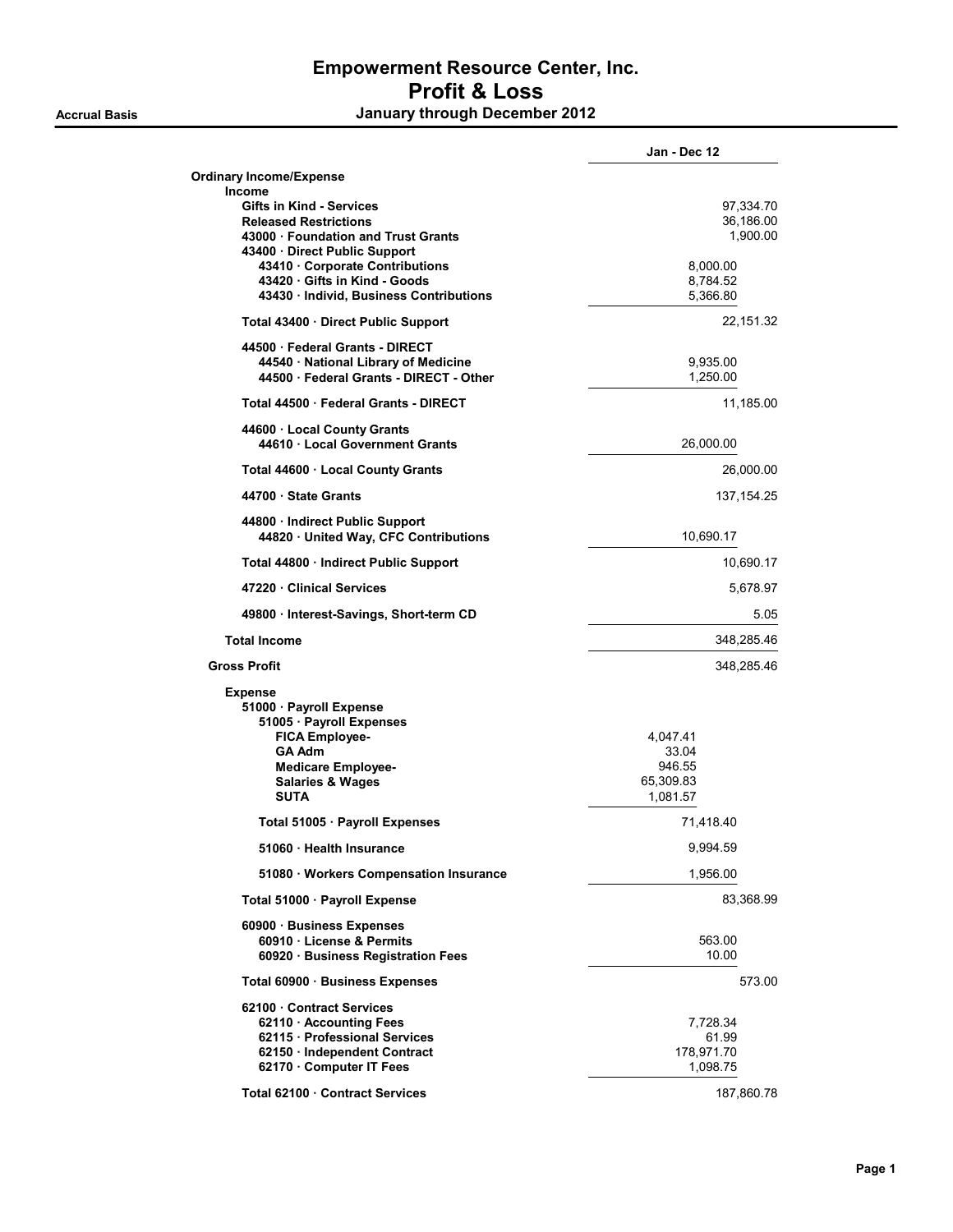# Empowerment Resource Center, Inc.
## Profit & Loss

**Accrual Basis** — **January through December 2012**

| | | Jan - Dec 12 |
|---|---|---|
| **Ordinary Income/Expense** | | |
| **Income** | | |
| **Gifts in Kind - Services** | | 97,334.70 |
| **Released Restrictions** | | 36,186.00 |
| **43000 · Foundation and Trust Grants** | | 1,900.00 |
| **43400 · Direct Public Support** | | |
| **43410 · Corporate Contributions** | 8,000.00 | |
| **43420 · Gifts in Kind - Goods** | 8,784.52 | |
| **43430 · Individ, Business Contributions** | 5,366.80 | |
| **Total 43400 · Direct Public Support** | | 22,151.32 |
| **44500 · Federal Grants - DIRECT** | | |
| **44540 · National Library of Medicine** | 9,935.00 | |
| **44500 · Federal Grants - DIRECT - Other** | 1,250.00 | |
| **Total 44500 · Federal Grants - DIRECT** | | 11,185.00 |
| **44600 · Local County Grants** | | |
| **44610 · Local Government Grants** | 26,000.00 | |
| **Total 44600 · Local County Grants** | | 26,000.00 |
| **44700 · State Grants** | | 137,154.25 |
| **44800 · Indirect Public Support** | | |
| **44820 · United Way, CFC Contributions** | 10,690.17 | |
| **Total 44800 · Indirect Public Support** | | 10,690.17 |
| **47220 · Clinical Services** | | 5,678.97 |
| **49800 · Interest-Savings, Short-term CD** | | 5.05 |
| **Total Income** | | 348,285.46 |
| **Gross Profit** | | 348,285.46 |
| **Expense** | | |
| **51000 · Payroll Expense** | | |
| **51005 · Payroll Expenses** | | |
| **FICA Employee-** | 4,047.41 | |
| **GA Adm** | 33.04 | |
| **Medicare Employee-** | 946.55 | |
| **Salaries & Wages** | 65,309.83 | |
| **SUTA** | 1,081.57 | |
| **Total 51005 · Payroll Expenses** | 71,418.40 | |
| **51060 · Health Insurance** | 9,994.59 | |
| **51080 · Workers Compensation Insurance** | 1,956.00 | |
| **Total 51000 · Payroll Expense** | | 83,368.99 |
| **60900 · Business Expenses** | | |
| **60910 · License & Permits** | 563.00 | |
| **60920 · Business Registration Fees** | 10.00 | |
| **Total 60900 · Business Expenses** | | 573.00 |
| **62100 · Contract Services** | | |
| **62110 · Accounting Fees** | 7,728.34 | |
| **62115 · Professional Services** | 61.99 | |
| **62150 · Independent Contract** | 178,971.70 | |
| **62170 · Computer IT Fees** | 1,098.75 | |
| **Total 62100 · Contract Services** | | 187,860.78 |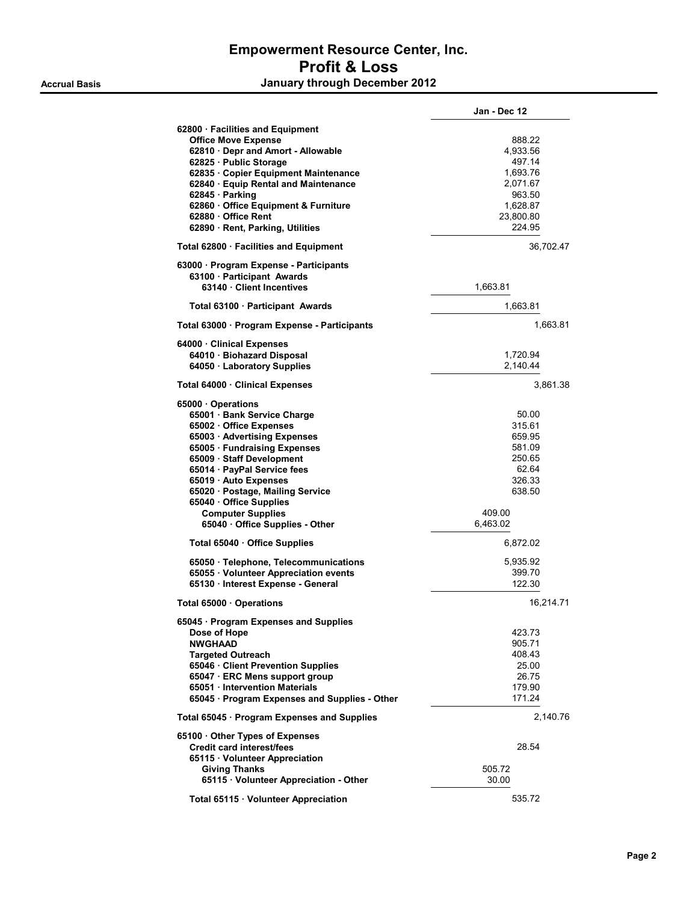# Empowerment Resource Center, Inc.
## Profit & Loss

**Accrual Basis** — **January through December 2012**

| | Jan - Dec 12 | |
|---|---|---|
| **62800 · Facilities and Equipment** | | |
| Office Move Expense | 888.22 | |
| 62810 · Depr and Amort - Allowable | 4,933.56 | |
| 62825 · Public Storage | 497.14 | |
| 62835 · Copier Equipment Maintenance | 1,693.76 | |
| 62840 · Equip Rental and Maintenance | 2,071.67 | |
| 62845 · Parking | 963.50 | |
| 62860 · Office Equipment & Furniture | 1,628.87 | |
| 62880 · Office Rent | 23,800.80 | |
| 62890 · Rent, Parking, Utilities | 224.95 | |
| **Total 62800 · Facilities and Equipment** | | 36,702.47 |
| **63000 · Program Expense - Participants** | | |
| 63100 · Participant Awards | | |
| 63140 · Client Incentives | 1,663.81 | |
| Total 63100 · Participant Awards | 1,663.81 | |
| **Total 63000 · Program Expense - Participants** | | 1,663.81 |
| **64000 · Clinical Expenses** | | |
| 64010 · Biohazard Disposal | 1,720.94 | |
| 64050 · Laboratory Supplies | 2,140.44 | |
| **Total 64000 · Clinical Expenses** | | 3,861.38 |
| **65000 · Operations** | | |
| 65001 · Bank Service Charge | 50.00 | |
| 65002 · Office Expenses | 315.61 | |
| 65003 · Advertising Expenses | 659.95 | |
| 65005 · Fundraising Expenses | 581.09 | |
| 65009 · Staff Development | 250.65 | |
| 65014 · PayPal Service fees | 62.64 | |
| 65019 · Auto Expenses | 326.33 | |
| 65020 · Postage, Mailing Service | 638.50 | |
| 65040 · Office Supplies | | |
| Computer Supplies | 409.00 | |
| 65040 · Office Supplies - Other | 6,463.02 | |
| Total 65040 · Office Supplies | 6,872.02 | |
| 65050 · Telephone, Telecommunications | 5,935.92 | |
| 65055 · Volunteer Appreciation events | 399.70 | |
| 65130 · Interest Expense - General | 122.30 | |
| **Total 65000 · Operations** | | 16,214.71 |
| **65045 · Program Expenses and Supplies** | | |
| Dose of Hope | 423.73 | |
| NWGHAAD | 905.71 | |
| Targeted Outreach | 408.43 | |
| 65046 · Client Prevention Supplies | 25.00 | |
| 65047 · ERC Mens support group | 26.75 | |
| 65051 · Intervention Materials | 179.90 | |
| 65045 · Program Expenses and Supplies - Other | 171.24 | |
| **Total 65045 · Program Expenses and Supplies** | | 2,140.76 |
| **65100 · Other Types of Expenses** | | |
| Credit card interest/fees | 28.54 | |
| 65115 · Volunteer Appreciation | | |
| Giving Thanks | 505.72 | |
| 65115 · Volunteer Appreciation - Other | 30.00 | |
| Total 65115 · Volunteer Appreciation | 535.72 | |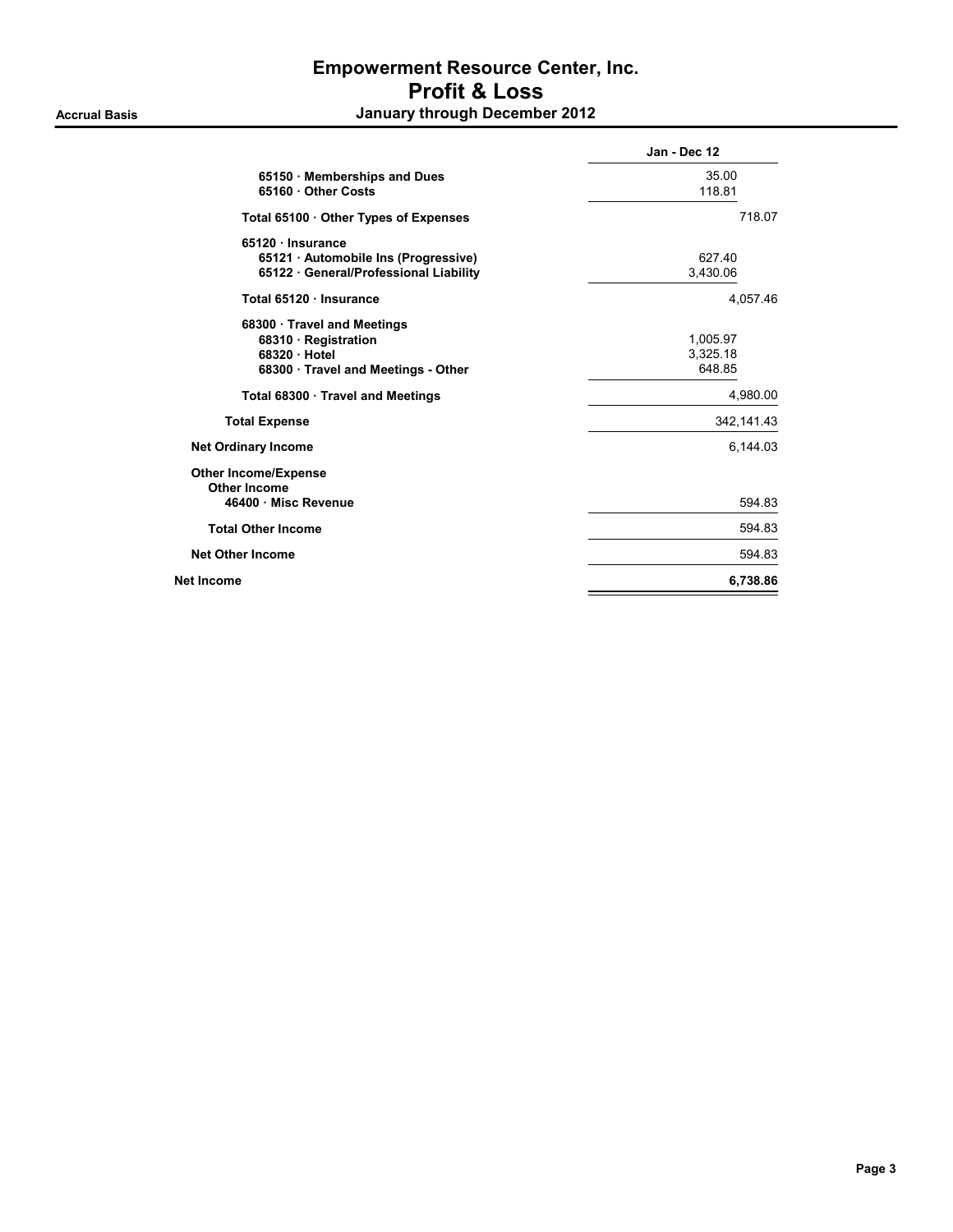# Empowerment Resource Center, Inc.
## Profit & Loss
### January through December 2012

**Accrual Basis**

| | Jan - Dec 12 | |
|---|---|---|
| 65150 · Memberships and Dues | 35.00 | |
| 65160 · Other Costs | 118.81 | |
| Total 65100 · Other Types of Expenses | | 718.07 |
| 65120 · Insurance | | |
| 65121 · Automobile Ins (Progressive) | 627.40 | |
| 65122 · General/Professional Liability | 3,430.06 | |
| Total 65120 · Insurance | | 4,057.46 |
| 68300 · Travel and Meetings | | |
| 68310 · Registration | 1,005.97 | |
| 68320 · Hotel | 3,325.18 | |
| 68300 · Travel and Meetings - Other | 648.85 | |
| Total 68300 · Travel and Meetings | | 4,980.00 |
| Total Expense | | 342,141.43 |
| Net Ordinary Income | | 6,144.03 |
| Other Income/Expense | | |
| Other Income | | |
| 46400 · Misc Revenue | | 594.83 |
| Total Other Income | | 594.83 |
| Net Other Income | | 594.83 |
| **Net Income** | | **6,738.86** |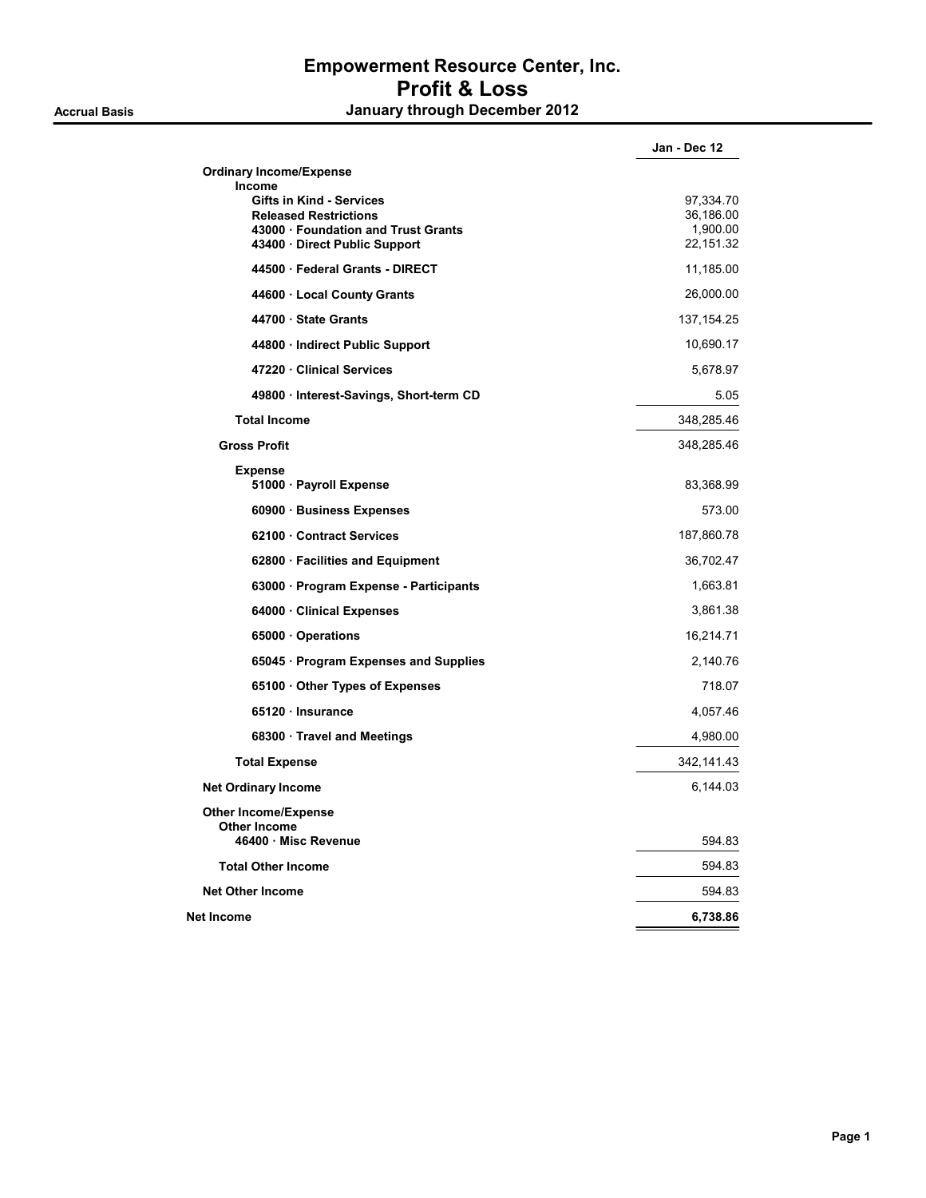# Empowerment Resource Center, Inc.
## Profit & Loss
### January through December 2012

**Accrual Basis**

| | Jan - Dec 12 |
|---|---|
| **Ordinary Income/Expense** | |
| **Income** | |
| **Gifts in Kind - Services** | 97,334.70 |
| **Released Restrictions** | 36,186.00 |
| **43000 · Foundation and Trust Grants** | 1,900.00 |
| **43400 · Direct Public Support** | 22,151.32 |
| **44500 · Federal Grants - DIRECT** | 11,185.00 |
| **44600 · Local County Grants** | 26,000.00 |
| **44700 · State Grants** | 137,154.25 |
| **44800 · Indirect Public Support** | 10,690.17 |
| **47220 · Clinical Services** | 5,678.97 |
| **49800 · Interest-Savings, Short-term CD** | 5.05 |
| **Total Income** | 348,285.46 |
| **Gross Profit** | 348,285.46 |
| **Expense** | |
| **51000 · Payroll Expense** | 83,368.99 |
| **60900 · Business Expenses** | 573.00 |
| **62100 · Contract Services** | 187,860.78 |
| **62800 · Facilities and Equipment** | 36,702.47 |
| **63000 · Program Expense - Participants** | 1,663.81 |
| **64000 · Clinical Expenses** | 3,861.38 |
| **65000 · Operations** | 16,214.71 |
| **65045 · Program Expenses and Supplies** | 2,140.76 |
| **65100 · Other Types of Expenses** | 718.07 |
| **65120 · Insurance** | 4,057.46 |
| **68300 · Travel and Meetings** | 4,980.00 |
| **Total Expense** | 342,141.43 |
| **Net Ordinary Income** | 6,144.03 |
| **Other Income/Expense** | |
| **Other Income** | |
| **46400 · Misc Revenue** | 594.83 |
| **Total Other Income** | 594.83 |
| **Net Other Income** | 594.83 |
| **Net Income** | **6,738.86** |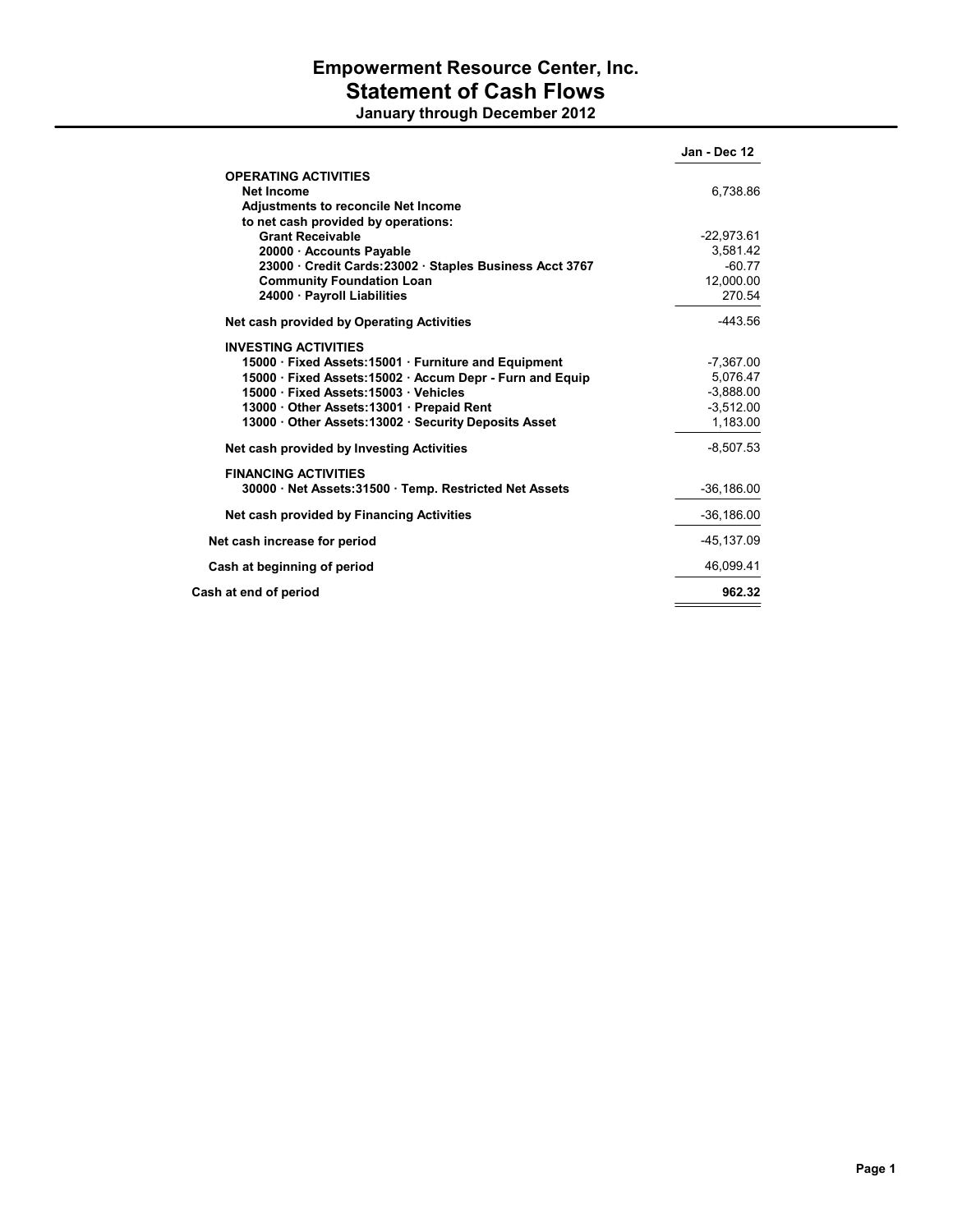# Empowerment Resource Center, Inc.
## Statement of Cash Flows
### January through December 2012

| | Jan - Dec 12 |
|---|---|
| **OPERATING ACTIVITIES** | |
| **Net Income** | 6,738.86 |
| **Adjustments to reconcile Net Income** | |
| **to net cash provided by operations:** | |
| **Grant Receivable** | -22,973.61 |
| **20000 · Accounts Payable** | 3,581.42 |
| **23000 · Credit Cards:23002 · Staples Business Acct 3767** | -60.77 |
| **Community Foundation Loan** | 12,000.00 |
| **24000 · Payroll Liabilities** | 270.54 |
| **Net cash provided by Operating Activities** | -443.56 |
| **INVESTING ACTIVITIES** | |
| **15000 · Fixed Assets:15001 · Furniture and Equipment** | -7,367.00 |
| **15000 · Fixed Assets:15002 · Accum Depr - Furn and Equip** | 5,076.47 |
| **15000 · Fixed Assets:15003 · Vehicles** | -3,888.00 |
| **13000 · Other Assets:13001 · Prepaid Rent** | -3,512.00 |
| **13000 · Other Assets:13002 · Security Deposits Asset** | 1,183.00 |
| **Net cash provided by Investing Activities** | -8,507.53 |
| **FINANCING ACTIVITIES** | |
| **30000 · Net Assets:31500 · Temp. Restricted Net Assets** | -36,186.00 |
| **Net cash provided by Financing Activities** | -36,186.00 |
| **Net cash increase for period** | -45,137.09 |
| **Cash at beginning of period** | 46,099.41 |
| **Cash at end of period** | **962.32** |